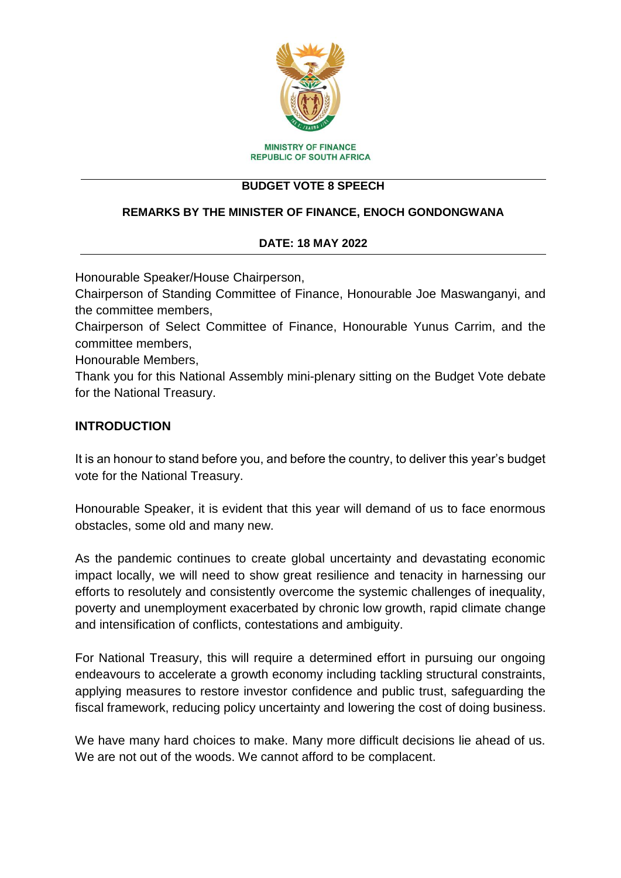MINISTRY OF FINANCE
REPUBLIC OF SOUTH AFRICA

---

**BUDGET VOTE 8 SPEECH**

**REMARKS BY THE MINISTER OF FINANCE, ENOCH GONDONGWANA**

**DATE: 18 MAY 2022**

---

Honourable Speaker/House Chairperson,
Chairperson of Standing Committee of Finance, Honourable Joe Maswanganyi, and the committee members,
Chairperson of Select Committee of Finance, Honourable Yunus Carrim, and the committee members,
Honourable Members,
Thank you for this National Assembly mini-plenary sitting on the Budget Vote debate for the National Treasury.

## INTRODUCTION

It is an honour to stand before you, and before the country, to deliver this year's budget vote for the National Treasury.

Honourable Speaker, it is evident that this year will demand of us to face enormous obstacles, some old and many new.

As the pandemic continues to create global uncertainty and devastating economic impact locally, we will need to show great resilience and tenacity in harnessing our efforts to resolutely and consistently overcome the systemic challenges of inequality, poverty and unemployment exacerbated by chronic low growth, rapid climate change and intensification of conflicts, contestations and ambiguity.

For National Treasury, this will require a determined effort in pursuing our ongoing endeavours to accelerate a growth economy including tackling structural constraints, applying measures to restore investor confidence and public trust, safeguarding the fiscal framework, reducing policy uncertainty and lowering the cost of doing business.

We have many hard choices to make. Many more difficult decisions lie ahead of us. We are not out of the woods. We cannot afford to be complacent.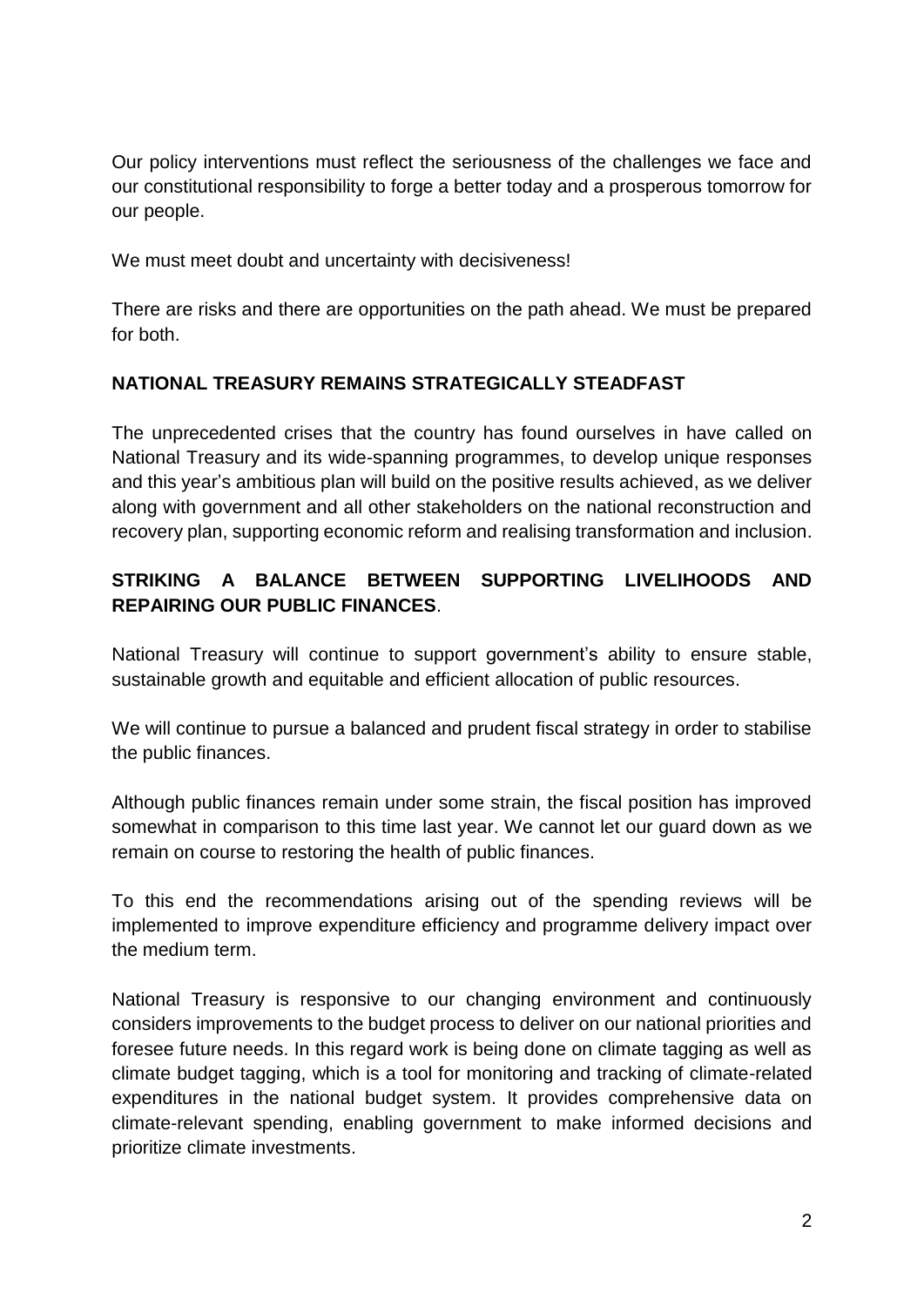Our policy interventions must reflect the seriousness of the challenges we face and our constitutional responsibility to forge a better today and a prosperous tomorrow for our people.

We must meet doubt and uncertainty with decisiveness!

There are risks and there are opportunities on the path ahead. We must be prepared for both.

**NATIONAL TREASURY REMAINS STRATEGICALLY STEADFAST**

The unprecedented crises that the country has found ourselves in have called on National Treasury and its wide-spanning programmes, to develop unique responses and this year's ambitious plan will build on the positive results achieved, as we deliver along with government and all other stakeholders on the national reconstruction and recovery plan, supporting economic reform and realising transformation and inclusion.

**STRIKING A BALANCE BETWEEN SUPPORTING LIVELIHOODS AND REPAIRING OUR PUBLIC FINANCES**.

National Treasury will continue to support government's ability to ensure stable, sustainable growth and equitable and efficient allocation of public resources.

We will continue to pursue a balanced and prudent fiscal strategy in order to stabilise the public finances.

Although public finances remain under some strain, the fiscal position has improved somewhat in comparison to this time last year. We cannot let our guard down as we remain on course to restoring the health of public finances.

To this end the recommendations arising out of the spending reviews will be implemented to improve expenditure efficiency and programme delivery impact over the medium term.

National Treasury is responsive to our changing environment and continuously considers improvements to the budget process to deliver on our national priorities and foresee future needs. In this regard work is being done on climate tagging as well as climate budget tagging, which is a tool for monitoring and tracking of climate-related expenditures in the national budget system. It provides comprehensive data on climate-relevant spending, enabling government to make informed decisions and prioritize climate investments.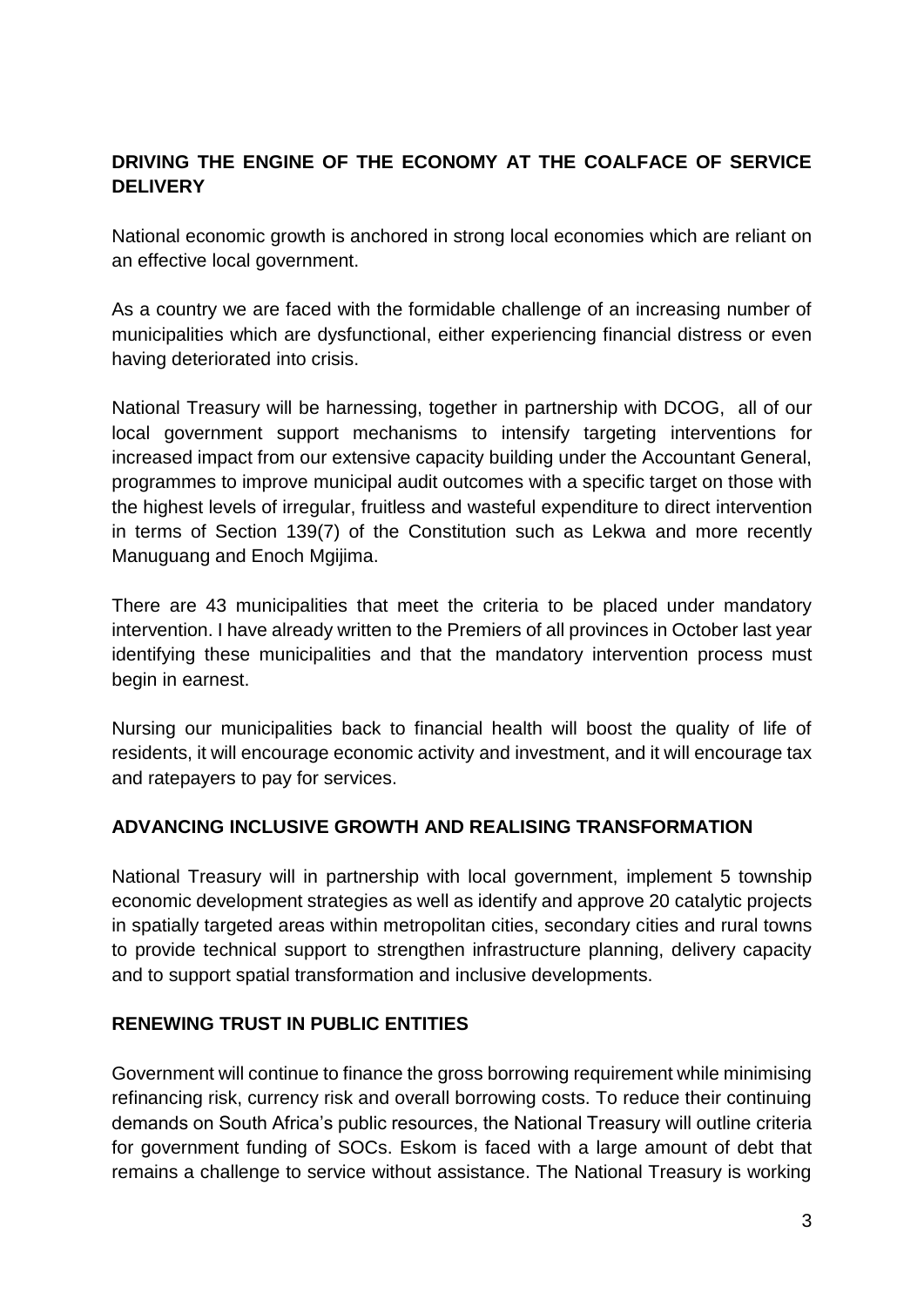## DRIVING THE ENGINE OF THE ECONOMY AT THE COALFACE OF SERVICE DELIVERY

National economic growth is anchored in strong local economies which are reliant on an effective local government.

As a country we are faced with the formidable challenge of an increasing number of municipalities which are dysfunctional, either experiencing financial distress or even having deteriorated into crisis.

National Treasury will be harnessing, together in partnership with DCOG, all of our local government support mechanisms to intensify targeting interventions for increased impact from our extensive capacity building under the Accountant General, programmes to improve municipal audit outcomes with a specific target on those with the highest levels of irregular, fruitless and wasteful expenditure to direct intervention in terms of Section 139(7) of the Constitution such as Lekwa and more recently Manuguang and Enoch Mgijima.

There are 43 municipalities that meet the criteria to be placed under mandatory intervention. I have already written to the Premiers of all provinces in October last year identifying these municipalities and that the mandatory intervention process must begin in earnest.

Nursing our municipalities back to financial health will boost the quality of life of residents, it will encourage economic activity and investment, and it will encourage tax and ratepayers to pay for services.

## ADVANCING INCLUSIVE GROWTH AND REALISING TRANSFORMATION

National Treasury will in partnership with local government, implement 5 township economic development strategies as well as identify and approve 20 catalytic projects in spatially targeted areas within metropolitan cities, secondary cities and rural towns to provide technical support to strengthen infrastructure planning, delivery capacity and to support spatial transformation and inclusive developments.

## RENEWING TRUST IN PUBLIC ENTITIES

Government will continue to finance the gross borrowing requirement while minimising refinancing risk, currency risk and overall borrowing costs. To reduce their continuing demands on South Africa's public resources, the National Treasury will outline criteria for government funding of SOCs. Eskom is faced with a large amount of debt that remains a challenge to service without assistance. The National Treasury is working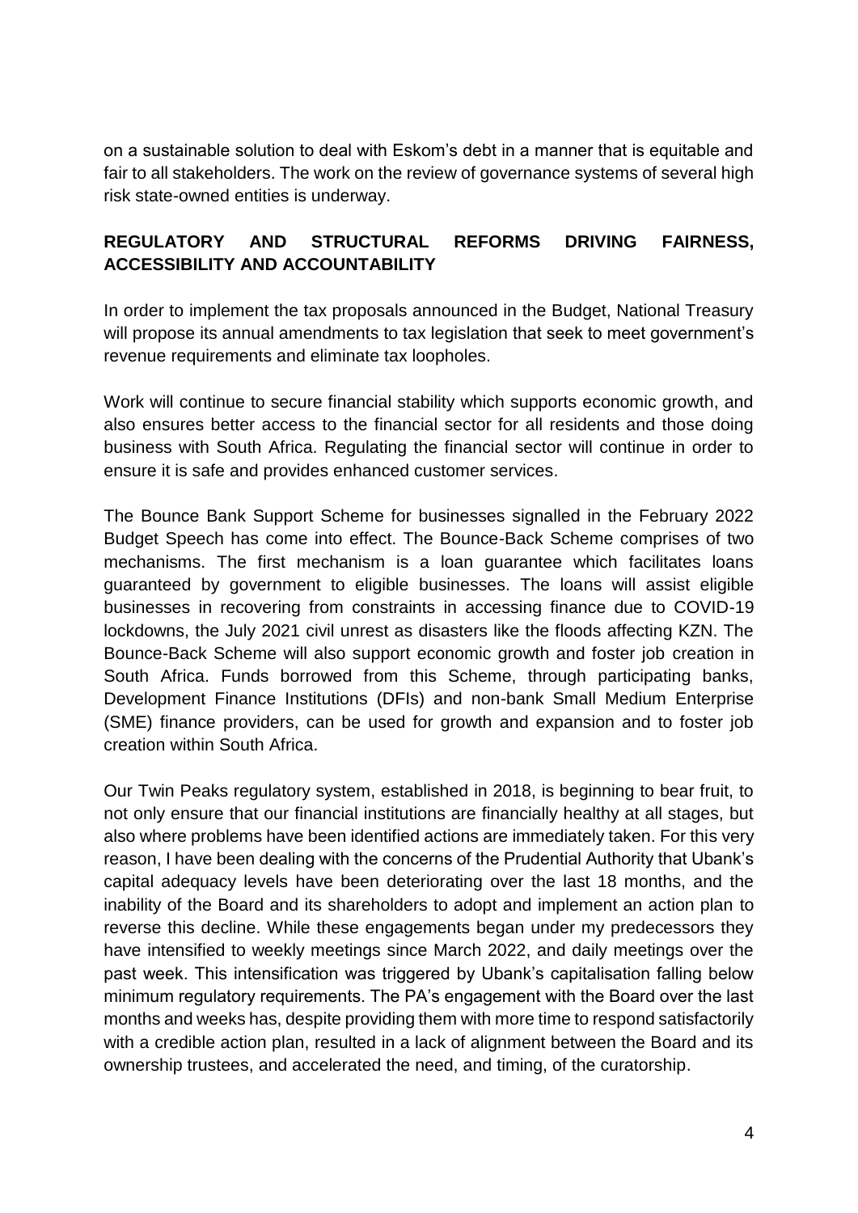on a sustainable solution to deal with Eskom's debt in a manner that is equitable and fair to all stakeholders. The work on the review of governance systems of several high risk state-owned entities is underway.

## REGULATORY AND STRUCTURAL REFORMS DRIVING FAIRNESS, ACCESSIBILITY AND ACCOUNTABILITY

In order to implement the tax proposals announced in the Budget, National Treasury will propose its annual amendments to tax legislation that seek to meet government's revenue requirements and eliminate tax loopholes.

Work will continue to secure financial stability which supports economic growth, and also ensures better access to the financial sector for all residents and those doing business with South Africa. Regulating the financial sector will continue in order to ensure it is safe and provides enhanced customer services.

The Bounce Bank Support Scheme for businesses signalled in the February 2022 Budget Speech has come into effect. The Bounce-Back Scheme comprises of two mechanisms. The first mechanism is a loan guarantee which facilitates loans guaranteed by government to eligible businesses. The loans will assist eligible businesses in recovering from constraints in accessing finance due to COVID-19 lockdowns, the July 2021 civil unrest as disasters like the floods affecting KZN. The Bounce-Back Scheme will also support economic growth and foster job creation in South Africa. Funds borrowed from this Scheme, through participating banks, Development Finance Institutions (DFIs) and non-bank Small Medium Enterprise (SME) finance providers, can be used for growth and expansion and to foster job creation within South Africa.

Our Twin Peaks regulatory system, established in 2018, is beginning to bear fruit, to not only ensure that our financial institutions are financially healthy at all stages, but also where problems have been identified actions are immediately taken. For this very reason, I have been dealing with the concerns of the Prudential Authority that Ubank's capital adequacy levels have been deteriorating over the last 18 months, and the inability of the Board and its shareholders to adopt and implement an action plan to reverse this decline. While these engagements began under my predecessors they have intensified to weekly meetings since March 2022, and daily meetings over the past week. This intensification was triggered by Ubank's capitalisation falling below minimum regulatory requirements. The PA's engagement with the Board over the last months and weeks has, despite providing them with more time to respond satisfactorily with a credible action plan, resulted in a lack of alignment between the Board and its ownership trustees, and accelerated the need, and timing, of the curatorship.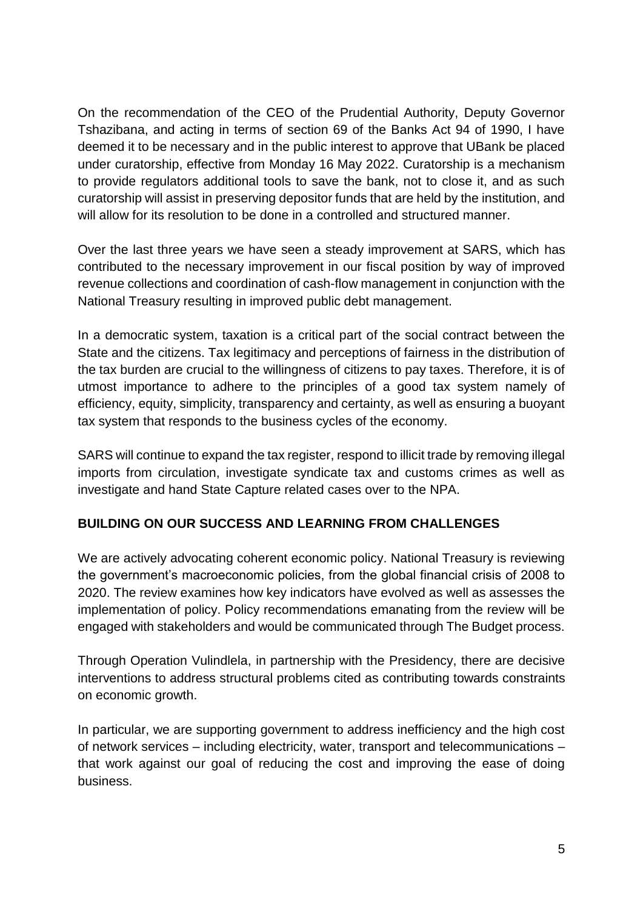On the recommendation of the CEO of the Prudential Authority, Deputy Governor Tshazibana, and acting in terms of section 69 of the Banks Act 94 of 1990, I have deemed it to be necessary and in the public interest to approve that UBank be placed under curatorship, effective from Monday 16 May 2022. Curatorship is a mechanism to provide regulators additional tools to save the bank, not to close it, and as such curatorship will assist in preserving depositor funds that are held by the institution, and will allow for its resolution to be done in a controlled and structured manner.

Over the last three years we have seen a steady improvement at SARS, which has contributed to the necessary improvement in our fiscal position by way of improved revenue collections and coordination of cash-flow management in conjunction with the National Treasury resulting in improved public debt management.

In a democratic system, taxation is a critical part of the social contract between the State and the citizens. Tax legitimacy and perceptions of fairness in the distribution of the tax burden are crucial to the willingness of citizens to pay taxes. Therefore, it is of utmost importance to adhere to the principles of a good tax system namely of efficiency, equity, simplicity, transparency and certainty, as well as ensuring a buoyant tax system that responds to the business cycles of the economy.

SARS will continue to expand the tax register, respond to illicit trade by removing illegal imports from circulation, investigate syndicate tax and customs crimes as well as investigate and hand State Capture related cases over to the NPA.

**BUILDING ON OUR SUCCESS AND LEARNING FROM CHALLENGES**

We are actively advocating coherent economic policy. National Treasury is reviewing the government's macroeconomic policies, from the global financial crisis of 2008 to 2020. The review examines how key indicators have evolved as well as assesses the implementation of policy. Policy recommendations emanating from the review will be engaged with stakeholders and would be communicated through The Budget process.

Through Operation Vulindlela, in partnership with the Presidency, there are decisive interventions to address structural problems cited as contributing towards constraints on economic growth.

In particular, we are supporting government to address inefficiency and the high cost of network services – including electricity, water, transport and telecommunications – that work against our goal of reducing the cost and improving the ease of doing business.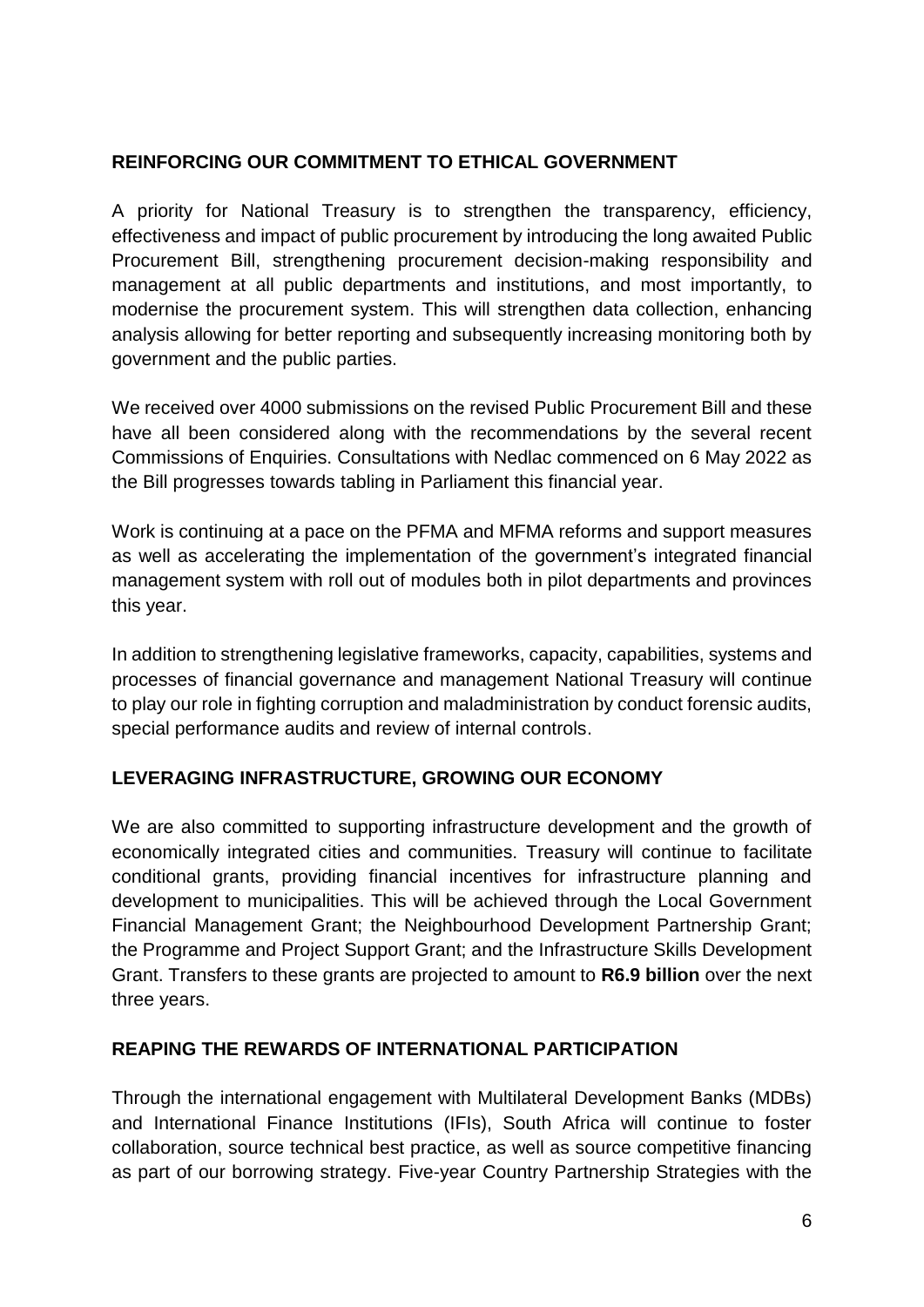## REINFORCING OUR COMMITMENT TO ETHICAL GOVERNMENT

A priority for National Treasury is to strengthen the transparency, efficiency, effectiveness and impact of public procurement by introducing the long awaited Public Procurement Bill, strengthening procurement decision-making responsibility and management at all public departments and institutions, and most importantly, to modernise the procurement system. This will strengthen data collection, enhancing analysis allowing for better reporting and subsequently increasing monitoring both by government and the public parties.

We received over 4000 submissions on the revised Public Procurement Bill and these have all been considered along with the recommendations by the several recent Commissions of Enquiries. Consultations with Nedlac commenced on 6 May 2022 as the Bill progresses towards tabling in Parliament this financial year.

Work is continuing at a pace on the PFMA and MFMA reforms and support measures as well as accelerating the implementation of the government's integrated financial management system with roll out of modules both in pilot departments and provinces this year.

In addition to strengthening legislative frameworks, capacity, capabilities, systems and processes of financial governance and management National Treasury will continue to play our role in fighting corruption and maladministration by conduct forensic audits, special performance audits and review of internal controls.

## LEVERAGING INFRASTRUCTURE, GROWING OUR ECONOMY

We are also committed to supporting infrastructure development and the growth of economically integrated cities and communities. Treasury will continue to facilitate conditional grants, providing financial incentives for infrastructure planning and development to municipalities. This will be achieved through the Local Government Financial Management Grant; the Neighbourhood Development Partnership Grant; the Programme and Project Support Grant; and the Infrastructure Skills Development Grant. Transfers to these grants are projected to amount to **R6.9 billion** over the next three years.

## REAPING THE REWARDS OF INTERNATIONAL PARTICIPATION

Through the international engagement with Multilateral Development Banks (MDBs) and International Finance Institutions (IFIs), South Africa will continue to foster collaboration, source technical best practice, as well as source competitive financing as part of our borrowing strategy. Five-year Country Partnership Strategies with the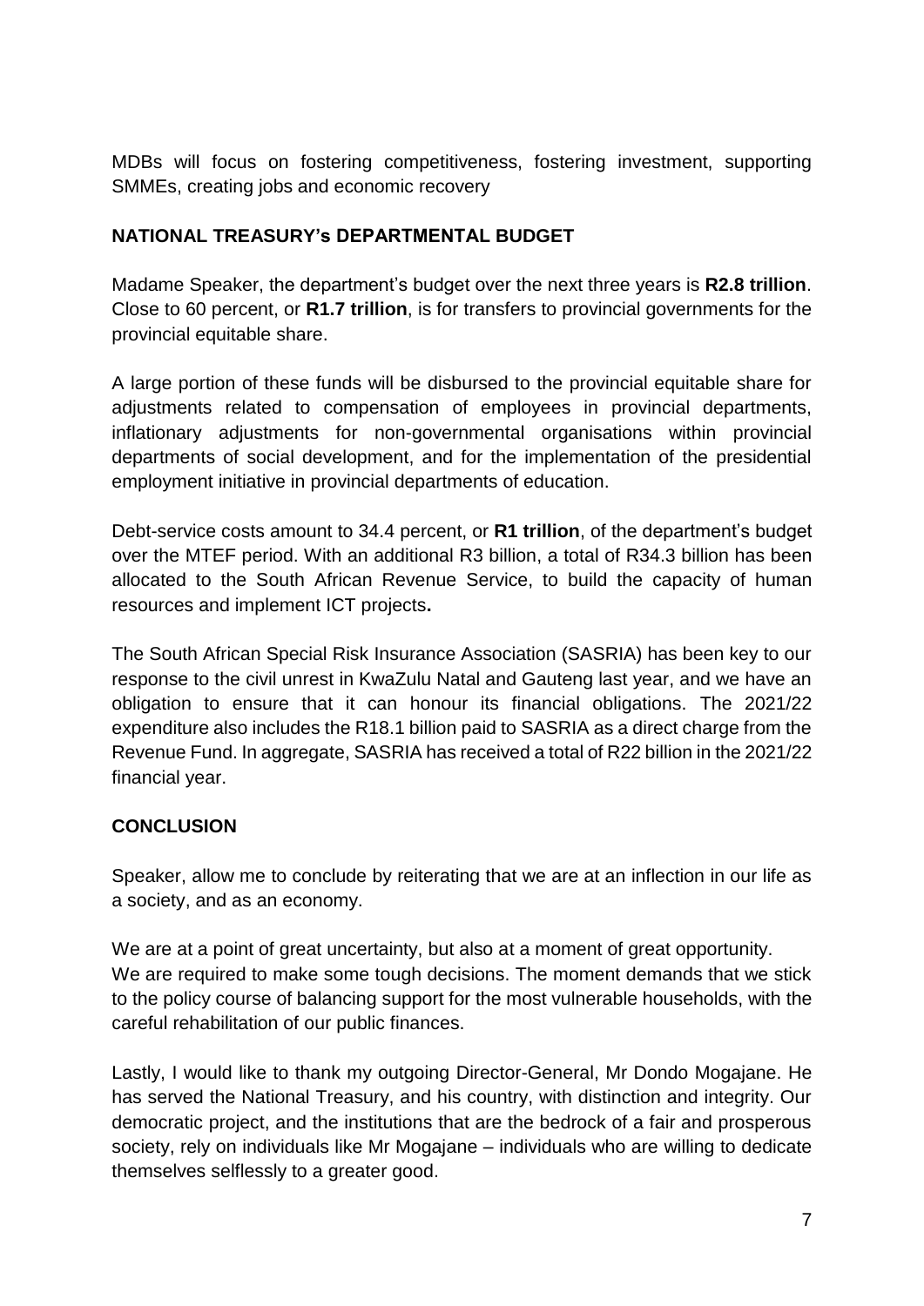MDBs will focus on fostering competitiveness, fostering investment, supporting SMMEs, creating jobs and economic recovery

**NATIONAL TREASURY's DEPARTMENTAL BUDGET**

Madame Speaker, the department's budget over the next three years is **R2.8 trillion**. Close to 60 percent, or **R1.7 trillion**, is for transfers to provincial governments for the provincial equitable share.

A large portion of these funds will be disbursed to the provincial equitable share for adjustments related to compensation of employees in provincial departments, inflationary adjustments for non-governmental organisations within provincial departments of social development, and for the implementation of the presidential employment initiative in provincial departments of education.

Debt-service costs amount to 34.4 percent, or **R1 trillion**, of the department's budget over the MTEF period. With an additional R3 billion, a total of R34.3 billion has been allocated to the South African Revenue Service, to build the capacity of human resources and implement ICT projects**.**

The South African Special Risk Insurance Association (SASRIA) has been key to our response to the civil unrest in KwaZulu Natal and Gauteng last year, and we have an obligation to ensure that it can honour its financial obligations. The 2021/22 expenditure also includes the R18.1 billion paid to SASRIA as a direct charge from the Revenue Fund. In aggregate, SASRIA has received a total of R22 billion in the 2021/22 financial year.

**CONCLUSION**

Speaker, allow me to conclude by reiterating that we are at an inflection in our life as a society, and as an economy.

We are at a point of great uncertainty, but also at a moment of great opportunity.
We are required to make some tough decisions. The moment demands that we stick to the policy course of balancing support for the most vulnerable households, with the careful rehabilitation of our public finances.

Lastly, I would like to thank my outgoing Director-General, Mr Dondo Mogajane. He has served the National Treasury, and his country, with distinction and integrity. Our democratic project, and the institutions that are the bedrock of a fair and prosperous society, rely on individuals like Mr Mogajane – individuals who are willing to dedicate themselves selflessly to a greater good.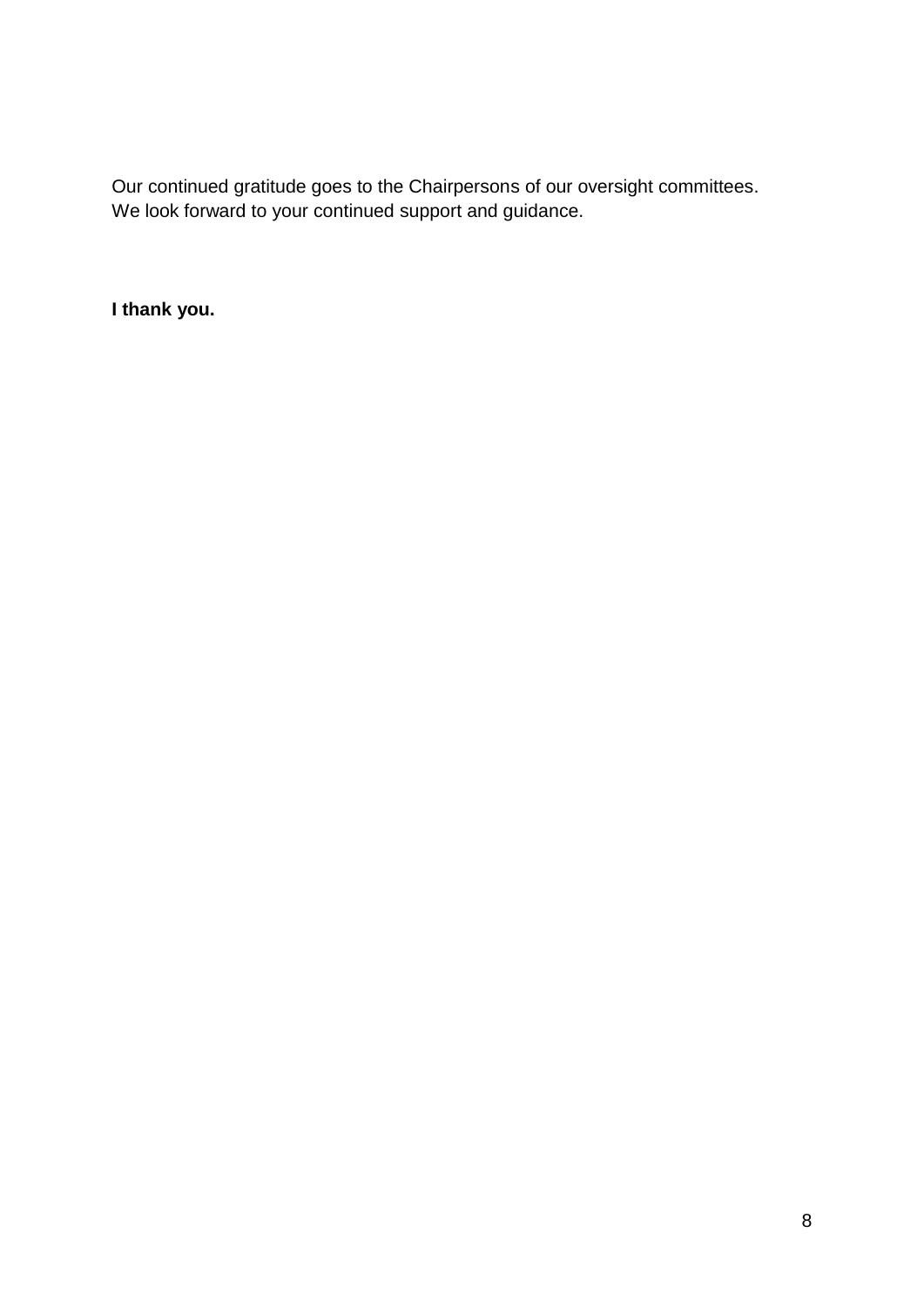Our continued gratitude goes to the Chairpersons of our oversight committees. We look forward to your continued support and guidance.

**I thank you.**